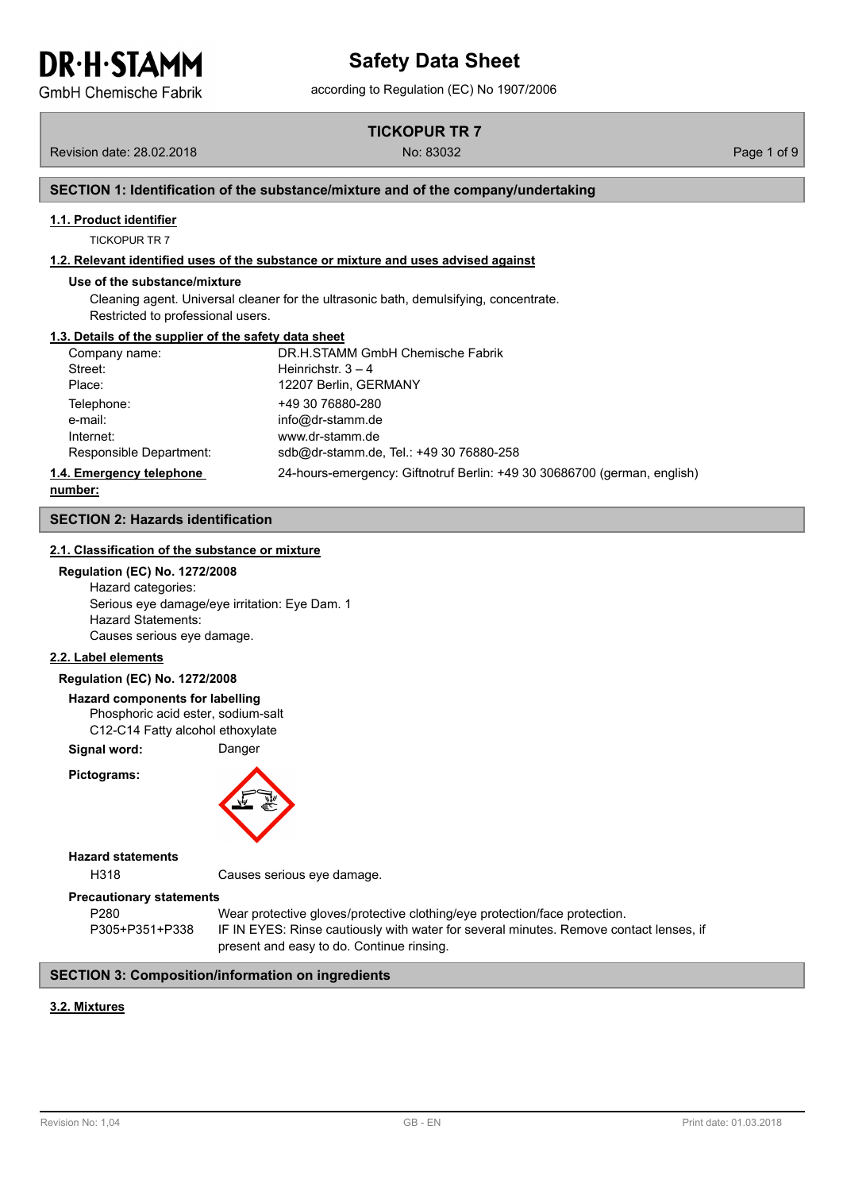# Safety Data Sheet

according to Regulation (EC) No 1907/2006

**TICKOPUR TR 7**

Revision date: 28.02.2018 No: 83032

## SECTION 1: Identification of the substance/mixture and of the company/undertaking

### 1.1. Product identifier

TICKOPUR TR 7

### 1.2. Relevant identified uses of the substance or mixture and uses advised against

**Use of the substance/mixture**

Cleaning agent. Universal cleaner for the ultrasonic bath, demulsifying, concentrate.
Restricted to professional users.

### 1.3. Details of the supplier of the safety data sheet

| | |
|---|---|
| Company name: | DR.H.STAMM GmbH Chemische Fabrik |
| Street: | Heinrichstr. 3 – 4 |
| Place: | 12207 Berlin, GERMANY |
| Telephone: | +49 30 76880-280 |
| e-mail: | info@dr-stamm.de |
| Internet: | www.dr-stamm.de |
| Responsible Department: | sdb@dr-stamm.de, Tel.: +49 30 76880-258 |

### 1.4. Emergency telephone number:

24-hours-emergency: Giftnotruf Berlin: +49 30 30686700 (german, english)

## SECTION 2: Hazards identification

### 2.1. Classification of the substance or mixture

**Regulation (EC) No. 1272/2008**

Hazard categories:
Serious eye damage/eye irritation: Eye Dam. 1
Hazard Statements:
Causes serious eye damage.

### 2.2. Label elements

**Regulation (EC) No. 1272/2008**

**Hazard components for labelling**

Phosphoric acid ester, sodium-salt
C12-C14 Fatty alcohol ethoxylate

**Signal word:** Danger

**Pictograms:**

**Hazard statements**

| | |
|---|---|
| H318 | Causes serious eye damage. |

**Precautionary statements**

| | |
|---|---|
| P280 | Wear protective gloves/protective clothing/eye protection/face protection. |
| P305+P351+P338 | IF IN EYES: Rinse cautiously with water for several minutes. Remove contact lenses, if present and easy to do. Continue rinsing. |

## SECTION 3: Composition/information on ingredients

### 3.2. Mixtures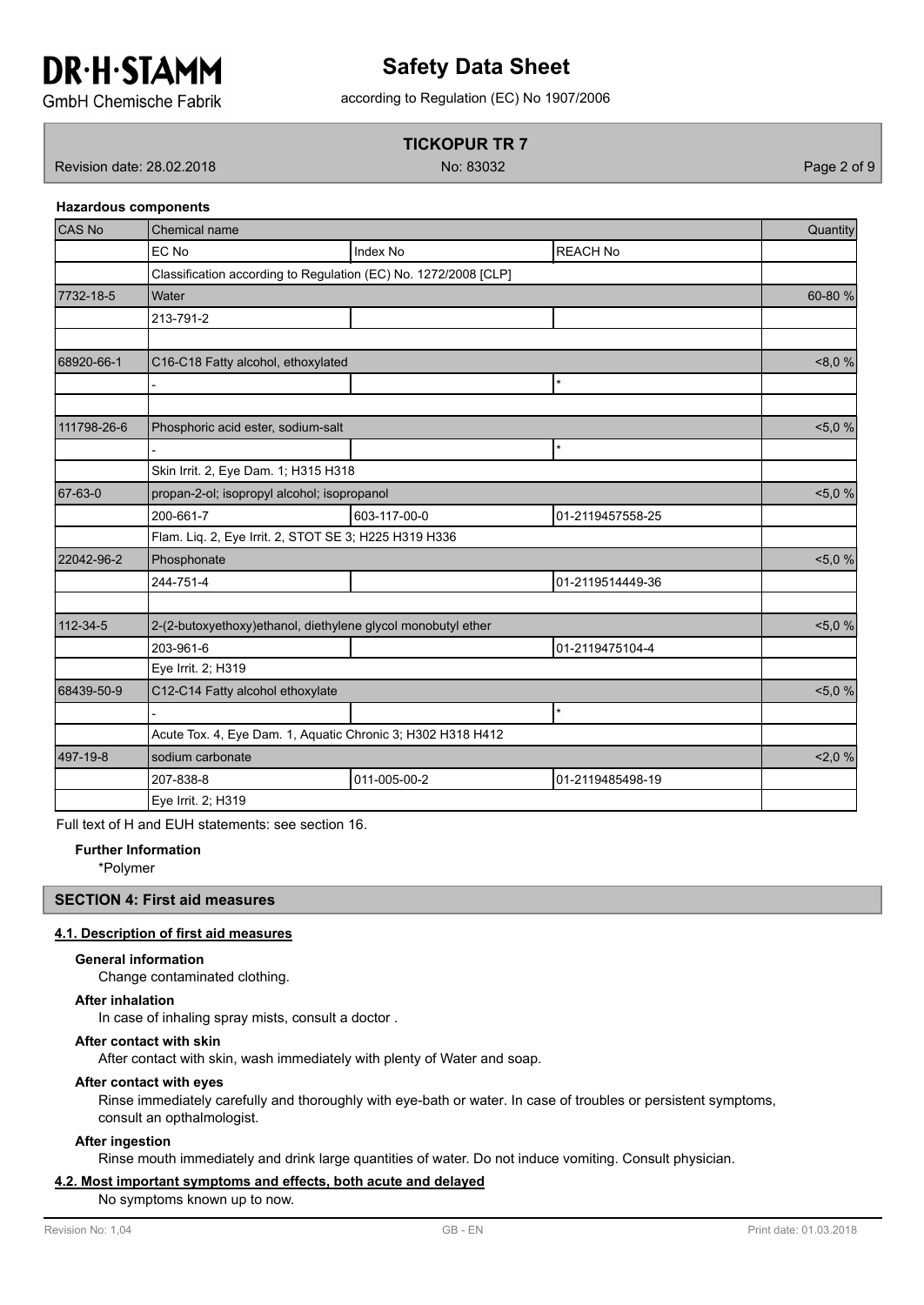**Hazardous components**

| CAS No | Chemical name | | | Quantity |
|---|---|---|---|---|
| | EC No | Index No | REACH No | |
| | Classification according to Regulation (EC) No. 1272/2008 [CLP] | | | |
| 7732-18-5 | Water | | | 60-80 % |
| | 213-791-2 | | | |
| | | | | |
| 68920-66-1 | C16-C18 Fatty alcohol, ethoxylated | | | <8,0 % |
| | - | | * | |
| | | | | |
| 111798-26-6 | Phosphoric acid ester, sodium-salt | | | <5,0 % |
| | - | | * | |
| | Skin Irrit. 2, Eye Dam. 1; H315 H318 | | | |
| 67-63-0 | propan-2-ol; isopropyl alcohol; isopropanol | | | <5,0 % |
| | 200-661-7 | 603-117-00-0 | 01-2119457558-25 | |
| | Flam. Liq. 2, Eye Irrit. 2, STOT SE 3; H225 H319 H336 | | | |
| 22042-96-2 | Phosphonate | | | <5,0 % |
| | 244-751-4 | | 01-2119514449-36 | |
| | | | | |
| 112-34-5 | 2-(2-butoxyethoxy)ethanol, diethylene glycol monobutyl ether | | | <5,0 % |
| | 203-961-6 | | 01-2119475104-4 | |
| | Eye Irrit. 2; H319 | | | |
| 68439-50-9 | C12-C14 Fatty alcohol ethoxylate | | | <5,0 % |
| | - | | * | |
| | Acute Tox. 4, Eye Dam. 1, Aquatic Chronic 3; H302 H318 H412 | | | |
| 497-19-8 | sodium carbonate | | | <2,0 % |
| | 207-838-8 | 011-005-00-2 | 01-2119485498-19 | |
| | Eye Irrit. 2; H319 | | | |

Full text of H and EUH statements: see section 16.

**Further Information**

*Polymer

## SECTION 4: First aid measures

### 4.1. Description of first aid measures

**General information**

Change contaminated clothing.

**After inhalation**

In case of inhaling spray mists, consult a doctor .

**After contact with skin**

After contact with skin, wash immediately with plenty of Water and soap.

**After contact with eyes**

Rinse immediately carefully and thoroughly with eye-bath or water. In case of troubles or persistent symptoms, consult an opthalmologist.

**After ingestion**

Rinse mouth immediately and drink large quantities of water. Do not induce vomiting. Consult physician.

### 4.2. Most important symptoms and effects, both acute and delayed

No symptoms known up to now.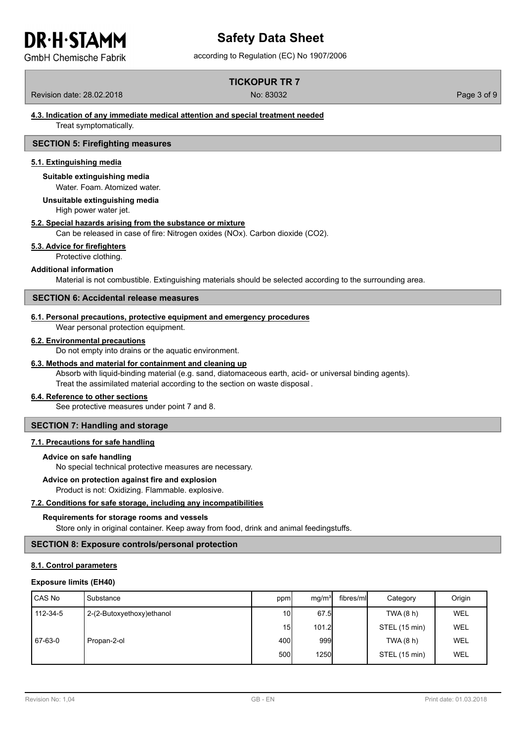#### 4.3. Indication of any immediate medical attention and special treatment needed

Treat symptomatically.

## SECTION 5: Firefighting measures

#### 5.1. Extinguishing media

**Suitable extinguishing media**

Water. Foam. Atomized water.

**Unsuitable extinguishing media**

High power water jet.

#### 5.2. Special hazards arising from the substance or mixture

Can be released in case of fire: Nitrogen oxides (NOx). Carbon dioxide ($CO_2$).

#### 5.3. Advice for firefighters

Protective clothing.

**Additional information**

Material is not combustible. Extinguishing materials should be selected according to the surrounding area.

## SECTION 6: Accidental release measures

#### 6.1. Personal precautions, protective equipment and emergency procedures

Wear personal protection equipment.

#### 6.2. Environmental precautions

Do not empty into drains or the aquatic environment.

#### 6.3. Methods and material for containment and cleaning up

Absorb with liquid-binding material (e.g. sand, diatomaceous earth, acid- or universal binding agents).
Treat the assimilated material according to the section on waste disposal.

#### 6.4. Reference to other sections

See protective measures under point 7 and 8.

## SECTION 7: Handling and storage

#### 7.1. Precautions for safe handling

**Advice on safe handling**

No special technical protective measures are necessary.

**Advice on protection against fire and explosion**

Product is not: Oxidizing. Flammable. explosive.

#### 7.2. Conditions for safe storage, including any incompatibilities

**Requirements for storage rooms and vessels**

Store only in original container. Keep away from food, drink and animal feedingstuffs.

## SECTION 8: Exposure controls/personal protection

#### 8.1. Control parameters

**Exposure limits (EH40)**

| CAS No | Substance | ppm | mg/m³ | fibres/ml | Category | Origin |
|---|---|---|---|---|---|---|
| 112-34-5 | 2-(2-Butoxyethoxy)ethanol | 10 | 67.5 | | TWA (8 h) | WEL |
| | | 15 | 101.2 | | STEL (15 min) | WEL |
| 67-63-0 | Propan-2-ol | 400 | 999 | | TWA (8 h) | WEL |
| | | 500 | 1250 | | STEL (15 min) | WEL |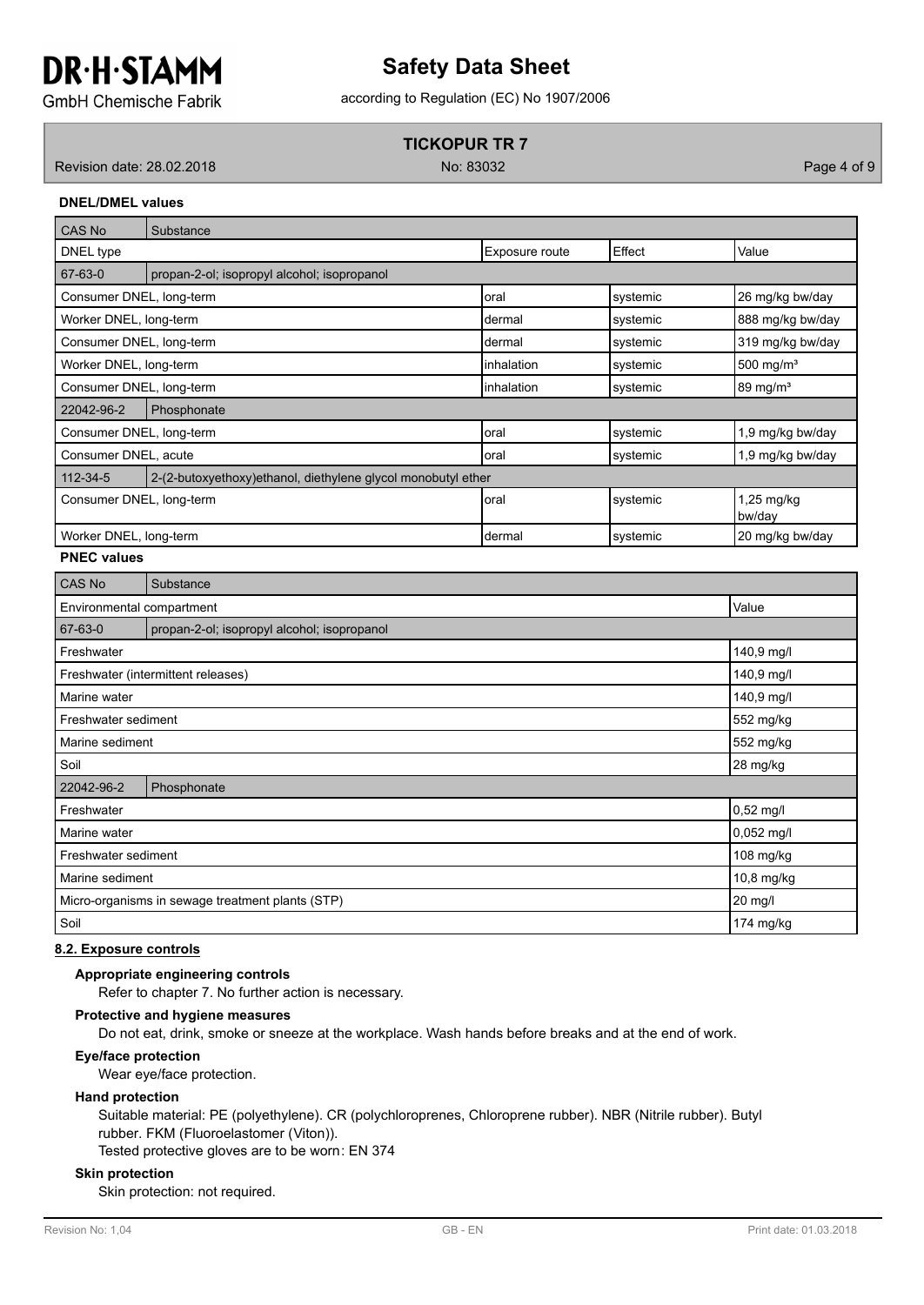**DNEL/DMEL values**

| CAS No | Substance | | | |
|---|---|---|---|---|
| DNEL type | | Exposure route | Effect | Value |
| 67-63-0 | propan-2-ol; isopropyl alcohol; isopropanol | | | |
| Consumer DNEL, long-term | | oral | systemic | 26 mg/kg bw/day |
| Worker DNEL, long-term | | dermal | systemic | 888 mg/kg bw/day |
| Consumer DNEL, long-term | | dermal | systemic | 319 mg/kg bw/day |
| Worker DNEL, long-term | | inhalation | systemic | 500 mg/m³ |
| Consumer DNEL, long-term | | inhalation | systemic | 89 mg/m³ |
| 22042-96-2 | Phosphonate | | | |
| Consumer DNEL, long-term | | oral | systemic | 1,9 mg/kg bw/day |
| Consumer DNEL, acute | | oral | systemic | 1,9 mg/kg bw/day |
| 112-34-5 | 2-(2-butoxyethoxy)ethanol, diethylene glycol monobutyl ether | | | |
| Consumer DNEL, long-term | | oral | systemic | 1,25 mg/kg bw/day |
| Worker DNEL, long-term | | dermal | systemic | 20 mg/kg bw/day |

**PNEC values**

| CAS No | Substance | |
|---|---|---|
| Environmental compartment | | Value |
| 67-63-0 | propan-2-ol; isopropyl alcohol; isopropanol | |
| Freshwater | | 140,9 mg/l |
| Freshwater (intermittent releases) | | 140,9 mg/l |
| Marine water | | 140,9 mg/l |
| Freshwater sediment | | 552 mg/kg |
| Marine sediment | | 552 mg/kg |
| Soil | | 28 mg/kg |
| 22042-96-2 | Phosphonate | |
| Freshwater | | 0,52 mg/l |
| Marine water | | 0,052 mg/l |
| Freshwater sediment | | 108 mg/kg |
| Marine sediment | | 10,8 mg/kg |
| Micro-organisms in sewage treatment plants (STP) | | 20 mg/l |
| Soil | | 174 mg/kg |

## 8.2. Exposure controls

**Appropriate engineering controls**

Refer to chapter 7. No further action is necessary.

**Protective and hygiene measures**

Do not eat, drink, smoke or sneeze at the workplace. Wash hands before breaks and at the end of work.

**Eye/face protection**

Wear eye/face protection.

**Hand protection**

Suitable material: PE (polyethylene). CR (polychloroprenes, Chloroprene rubber). NBR (Nitrile rubber). Butyl rubber. FKM (Fluoroelastomer (Viton)).
Tested protective gloves are to be worn: EN 374

**Skin protection**

Skin protection: not required.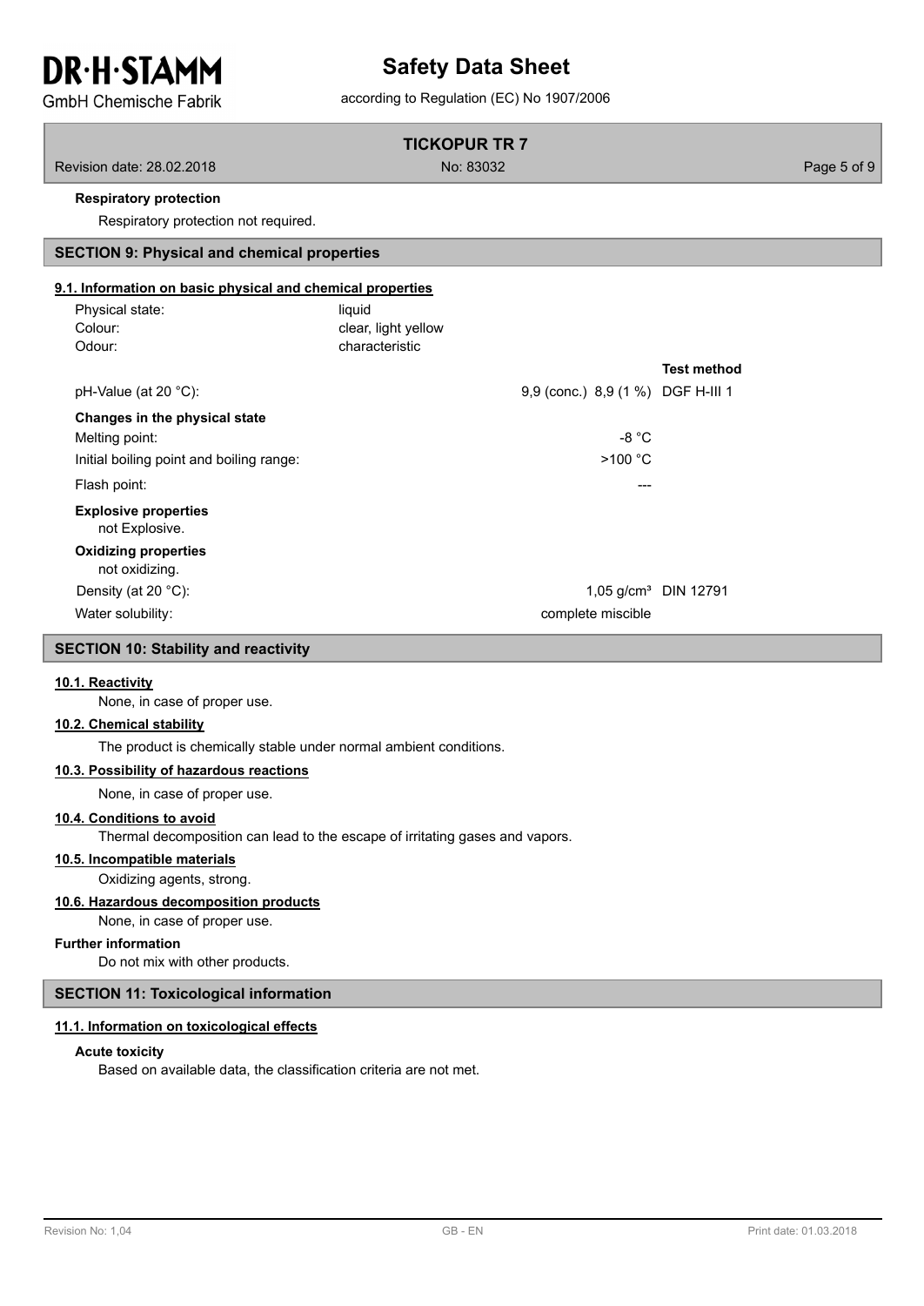**Respiratory protection**

Respiratory protection not required.

## SECTION 9: Physical and chemical properties

### 9.1. Information on basic physical and chemical properties

| | | |
|---|---|---|
| Physical state: | liquid | |
| Colour: | clear, light yellow | |
| Odour: | characteristic | |
| | | **Test method** |
| pH-Value (at 20 °C): | 9,9 (conc.) 8,9 (1 %) | DGF H-III 1 |
| **Changes in the physical state** | | |
| Melting point: | -8 °C | |
| Initial boiling point and boiling range: | >100 °C | |
| Flash point: | --- | |
| **Explosive properties** not Explosive. | | |
| **Oxidizing properties** not oxidizing. | | |
| Density (at 20 °C): | 1,05 g/cm³ | DIN 12791 |
| Water solubility: | complete miscible | |

## SECTION 10: Stability and reactivity

### 10.1. Reactivity

None, in case of proper use.

### 10.2. Chemical stability

The product is chemically stable under normal ambient conditions.

### 10.3. Possibility of hazardous reactions

None, in case of proper use.

### 10.4. Conditions to avoid

Thermal decomposition can lead to the escape of irritating gases and vapors.

### 10.5. Incompatible materials

Oxidizing agents, strong.

### 10.6. Hazardous decomposition products

None, in case of proper use.

**Further information**

Do not mix with other products.

## SECTION 11: Toxicological information

### 11.1. Information on toxicological effects

**Acute toxicity**

Based on available data, the classification criteria are not met.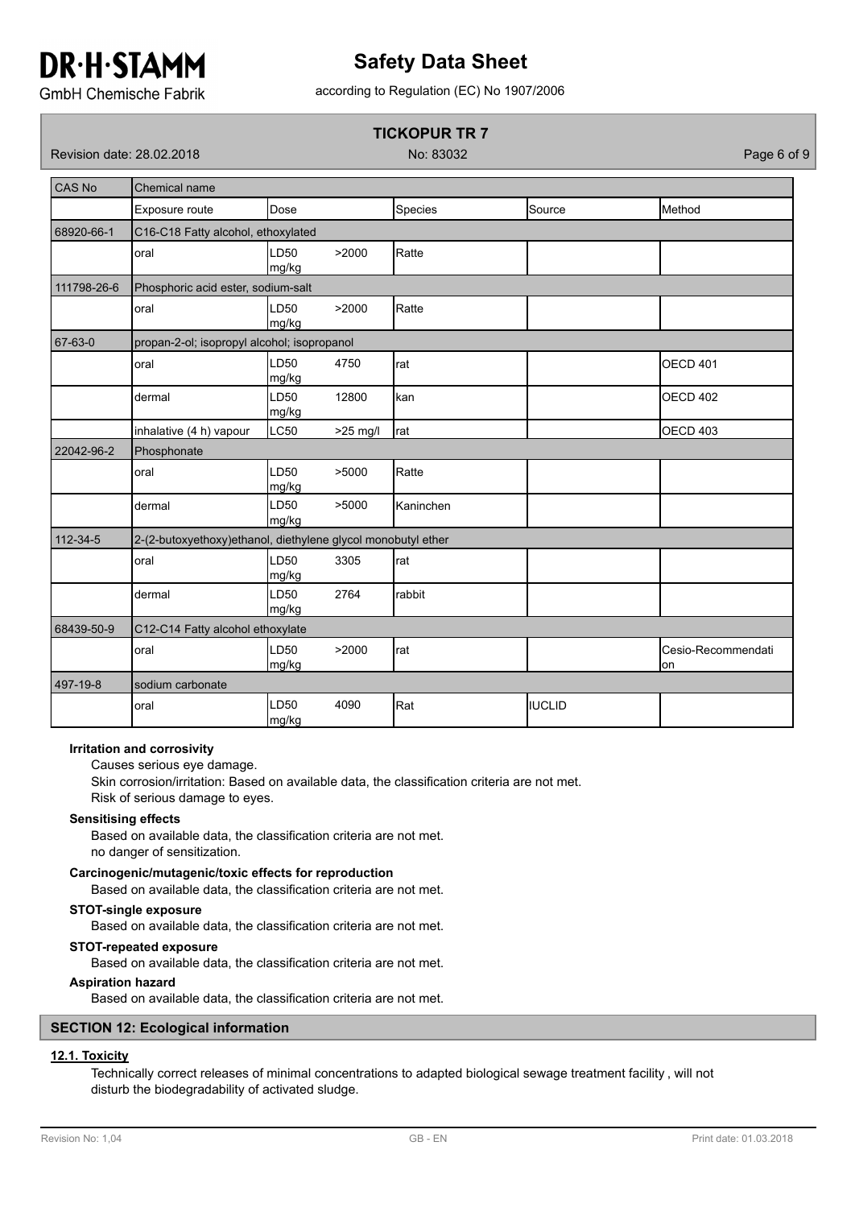| CAS No | Chemical name | | | | |
|---|---|---|---|---|---|
| | Exposure route | Dose | Species | Source | Method |
| 68920-66-1 | C16-C18 Fatty alcohol, ethoxylated | | | | |
| | oral | LD50 >2000 mg/kg | Ratte | | |
| 111798-26-6 | Phosphoric acid ester, sodium-salt | | | | |
| | oral | LD50 >2000 mg/kg | Ratte | | |
| 67-63-0 | propan-2-ol; isopropyl alcohol; isopropanol | | | | |
| | oral | LD50 4750 mg/kg | rat | | OECD 401 |
| | dermal | LD50 12800 mg/kg | kan | | OECD 402 |
| | inhalative (4 h) vapour | LC50 >25 mg/l | rat | | OECD 403 |
| 22042-96-2 | Phosphonate | | | | |
| | oral | LD50 >5000 mg/kg | Ratte | | |
| | dermal | LD50 >5000 mg/kg | Kaninchen | | |
| 112-34-5 | 2-(2-butoxyethoxy)ethanol, diethylene glycol monobutyl ether | | | | |
| | oral | LD50 3305 mg/kg | rat | | |
| | dermal | LD50 2764 mg/kg | rabbit | | |
| 68439-50-9 | C12-C14 Fatty alcohol ethoxylate | | | | |
| | oral | LD50 >2000 mg/kg | rat | | Cesio-Recommendation |
| 497-19-8 | sodium carbonate | | | | |
| | oral | LD50 4090 mg/kg | Rat | IUCLID | |

**Irritation and corrosivity**

Causes serious eye damage.

Skin corrosion/irritation: Based on available data, the classification criteria are not met.

Risk of serious damage to eyes.

**Sensitising effects**

Based on available data, the classification criteria are not met.

no danger of sensitization.

**Carcinogenic/mutagenic/toxic effects for reproduction**

Based on available data, the classification criteria are not met.

**STOT-single exposure**

Based on available data, the classification criteria are not met.

**STOT-repeated exposure**

Based on available data, the classification criteria are not met.

**Aspiration hazard**

Based on available data, the classification criteria are not met.

## SECTION 12: Ecological information

### 12.1. Toxicity

Technically correct releases of minimal concentrations to adapted biological sewage treatment facility , will not disturb the biodegradability of activated sludge.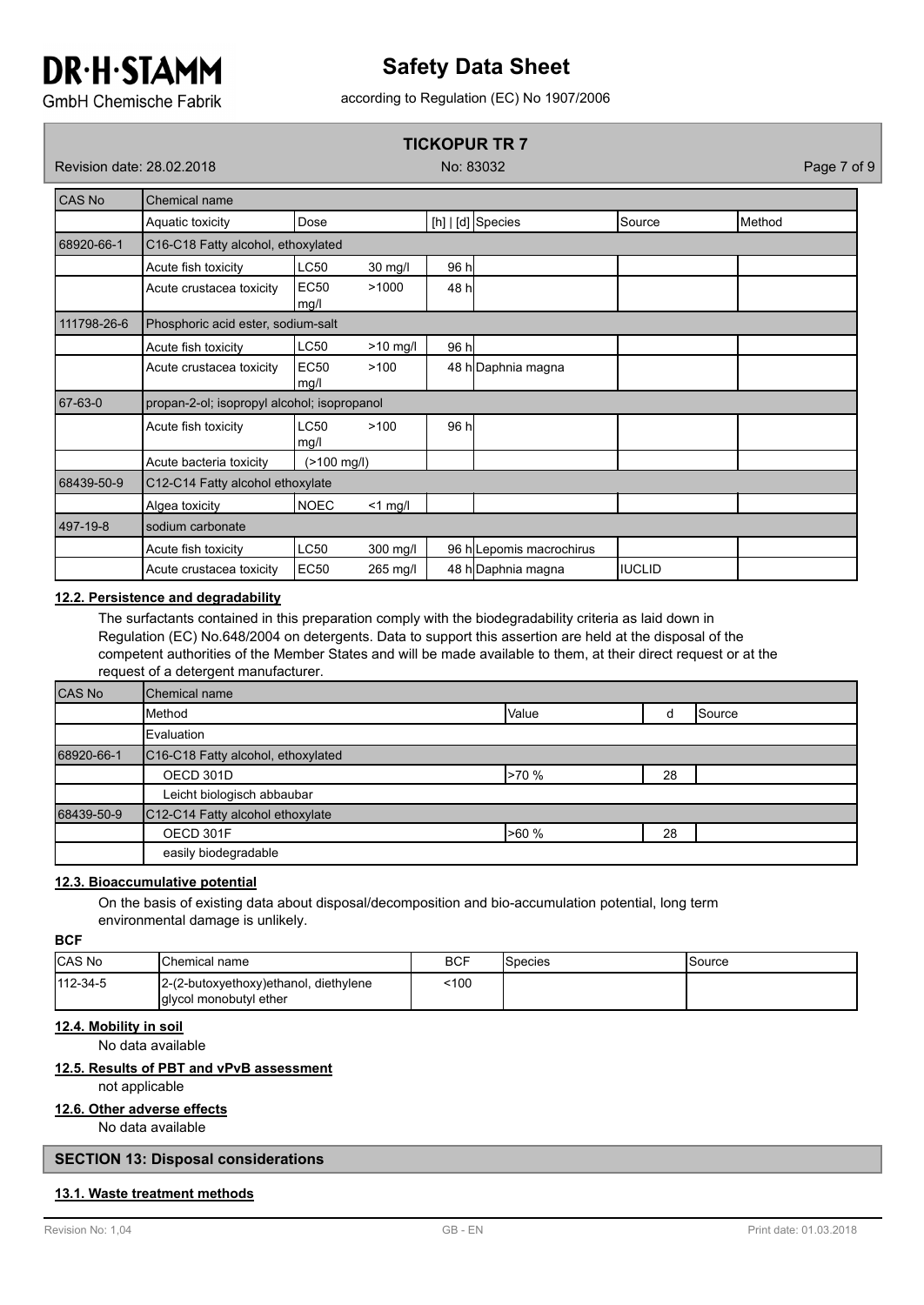| CAS No | Chemical name | | | | | |
|---|---|---|---|---|---|---|
| | Aquatic toxicity | Dose | | [h] \| [d] Species | Source | Method |
| 68920-66-1 | C16-C18 Fatty alcohol, ethoxylated | | | | | |
| | Acute fish toxicity | LC50 | 30 mg/l | 96 h | | |
| | Acute crustacea toxicity | EC50 mg/l | >1000 | 48 h | | |
| 111798-26-6 | Phosphoric acid ester, sodium-salt | | | | | |
| | Acute fish toxicity | LC50 | >10 mg/l | 96 h | | |
| | Acute crustacea toxicity | EC50 mg/l | >100 | 48 h Daphnia magna | | |
| 67-63-0 | propan-2-ol; isopropyl alcohol; isopropanol | | | | | |
| | Acute fish toxicity | LC50 mg/l | >100 | 96 h | | |
| | Acute bacteria toxicity | (>100 mg/l) | | | | |
| 68439-50-9 | C12-C14 Fatty alcohol ethoxylate | | | | | |
| | Algea toxicity | NOEC | <1 mg/l | | | |
| 497-19-8 | sodium carbonate | | | | | |
| | Acute fish toxicity | LC50 | 300 mg/l | 96 h Lepomis macrochirus | | |
| | Acute crustacea toxicity | EC50 | 265 mg/l | 48 h Daphnia magna | IUCLID | |

### 12.2. Persistence and degradability

The surfactants contained in this preparation comply with the biodegradability criteria as laid down in Regulation (EC) No.648/2004 on detergents. Data to support this assertion are held at the disposal of the competent authorities of the Member States and will be made available to them, at their direct request or at the request of a detergent manufacturer.

| CAS No | Chemical name | | | |
|---|---|---|---|---|
| | Method | Value | d | Source |
| | Evaluation | | | |
| 68920-66-1 | C16-C18 Fatty alcohol, ethoxylated | | | |
| | OECD 301D | >70 % | 28 | |
| | Leicht biologisch abbaubar | | | |
| 68439-50-9 | C12-C14 Fatty alcohol ethoxylate | | | |
| | OECD 301F | >60 % | 28 | |
| | easily biodegradable | | | |

### 12.3. Bioaccumulative potential

On the basis of existing data about disposal/decomposition and bio-accumulation potential, long term environmental damage is unlikely.

**BCF**

| CAS No | Chemical name | BCF | Species | Source |
|---|---|---|---|---|
| 112-34-5 | 2-(2-butoxyethoxy)ethanol, diethylene glycol monobutyl ether | <100 | | |

### 12.4. Mobility in soil

No data available

### 12.5. Results of PBT and vPvB assessment

not applicable

### 12.6. Other adverse effects

No data available

## SECTION 13: Disposal considerations

### 13.1. Waste treatment methods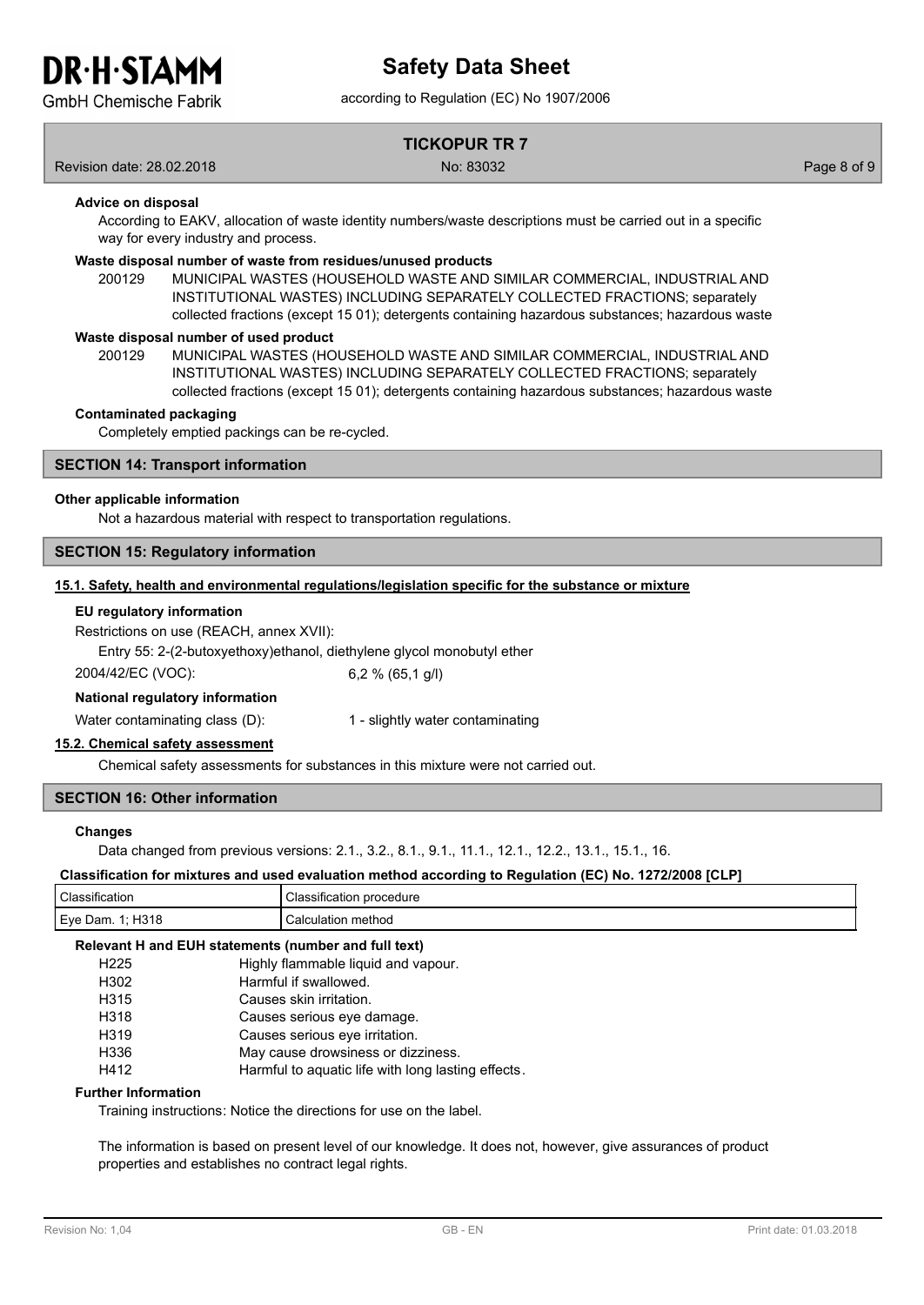**Advice on disposal**

According to EAKV, allocation of waste identity numbers/waste descriptions must be carried out in a specific way for every industry and process.

**Waste disposal number of waste from residues/unused products**

200129 MUNICIPAL WASTES (HOUSEHOLD WASTE AND SIMILAR COMMERCIAL, INDUSTRIAL AND INSTITUTIONAL WASTES) INCLUDING SEPARATELY COLLECTED FRACTIONS; separately collected fractions (except 15 01); detergents containing hazardous substances; hazardous waste

**Waste disposal number of used product**

200129 MUNICIPAL WASTES (HOUSEHOLD WASTE AND SIMILAR COMMERCIAL, INDUSTRIAL AND INSTITUTIONAL WASTES) INCLUDING SEPARATELY COLLECTED FRACTIONS; separately collected fractions (except 15 01); detergents containing hazardous substances; hazardous waste

**Contaminated packaging**

Completely emptied packings can be re-cycled.

## SECTION 14: Transport information

**Other applicable information**

Not a hazardous material with respect to transportation regulations.

## SECTION 15: Regulatory information

### 15.1. Safety, health and environmental regulations/legislation specific for the substance or mixture

**EU regulatory information**

Restrictions on use (REACH, annex XVII):

Entry 55: 2-(2-butoxyethoxy)ethanol, diethylene glycol monobutyl ether

2004/42/EC (VOC): 6,2 % (65,1 g/l)

**National regulatory information**

Water contaminating class (D): 1 - slightly water contaminating

### 15.2. Chemical safety assessment

Chemical safety assessments for substances in this mixture were not carried out.

## SECTION 16: Other information

**Changes**

Data changed from previous versions: 2.1., 3.2., 8.1., 9.1., 11.1., 12.1., 12.2., 13.1., 15.1., 16.

**Classification for mixtures and used evaluation method according to Regulation (EC) No. 1272/2008 [CLP]**

| Classification | Classification procedure |
|---|---|
| Eye Dam. 1; H318 | Calculation method |

**Relevant H and EUH statements (number and full text)**

| | |
|---|---|
| H225 | Highly flammable liquid and vapour. |
| H302 | Harmful if swallowed. |
| H315 | Causes skin irritation. |
| H318 | Causes serious eye damage. |
| H319 | Causes serious eye irritation. |
| H336 | May cause drowsiness or dizziness. |
| H412 | Harmful to aquatic life with long lasting effects. |

**Further Information**

Training instructions: Notice the directions for use on the label.

The information is based on present level of our knowledge. It does not, however, give assurances of product properties and establishes no contract legal rights.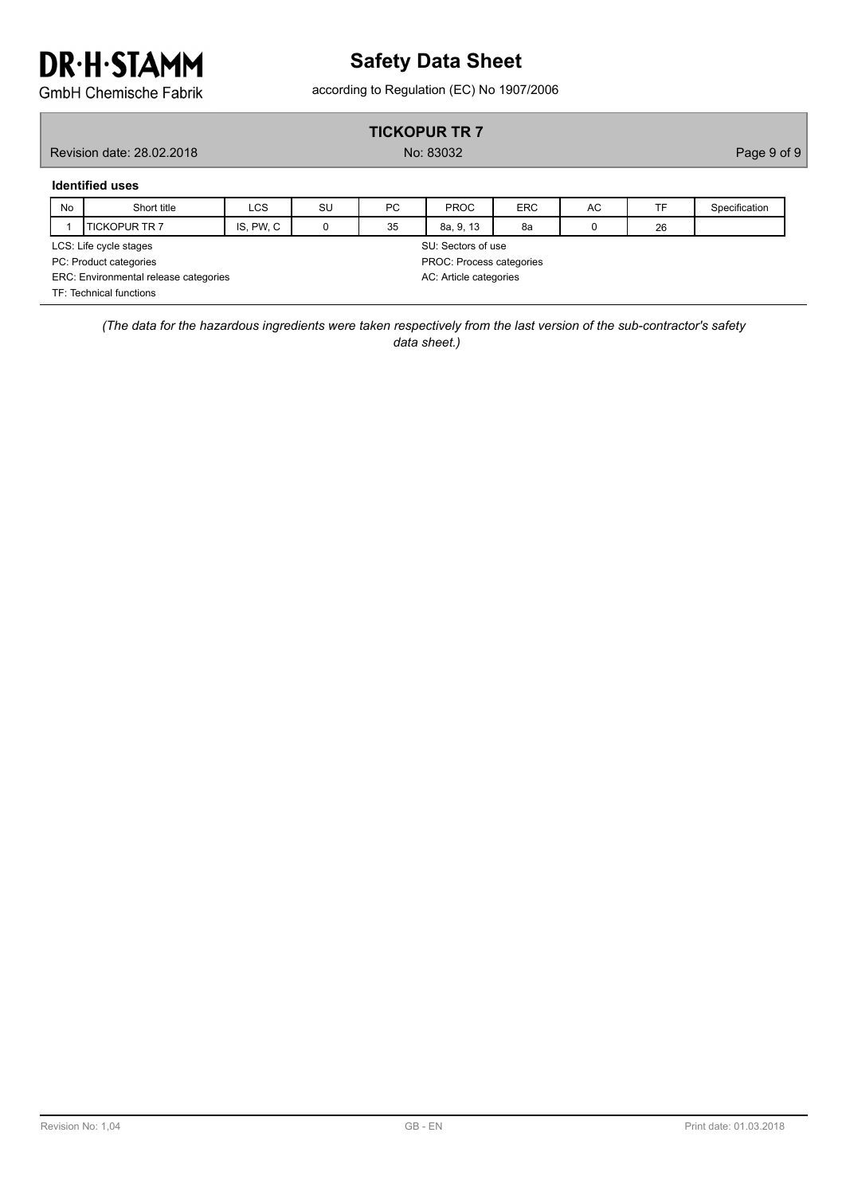**Identified uses**

| No | Short title | LCS | SU | PC | PROC | ERC | AC | TF | Specification |
|---|---|---|---|---|---|---|---|---|---|
| 1 | TICKOPUR TR 7 | IS, PW, C | 0 | 35 | 8a, 9, 13 | 8a | 0 | 26 | |

LCS: Life cycle stages
SU: Sectors of use
PC: Product categories
PROC: Process categories
ERC: Environmental release categories
AC: Article categories
TF: Technical functions

*(The data for the hazardous ingredients were taken respectively from the last version of the sub-contractor's safety data sheet.)*